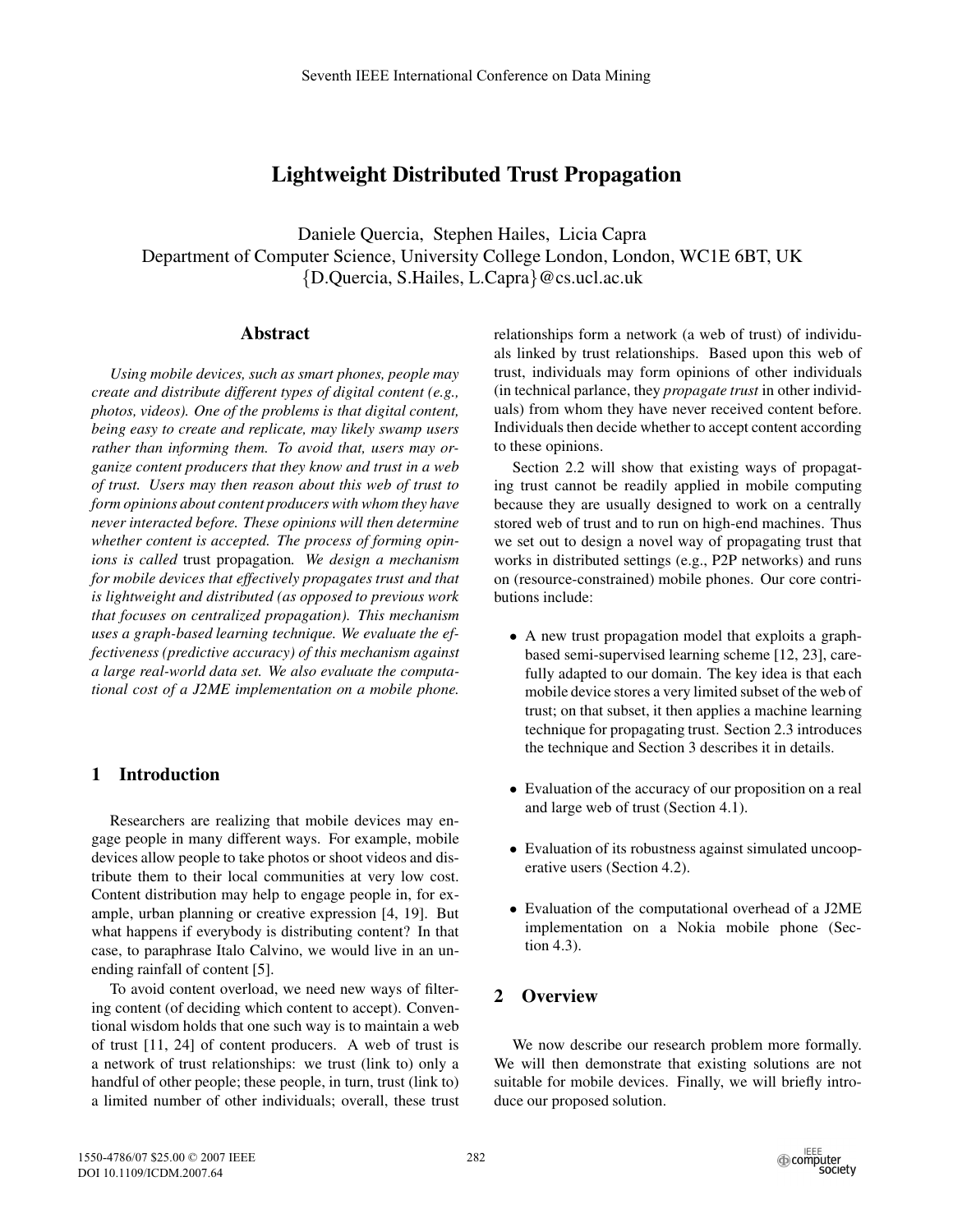# Lightweight Distributed Trust Propagation

Daniele Quercia, Stephen Hailes, Licia Capra
Department of Computer Science, University College London, London, WC1E 6BT, UK
{D.Quercia, S.Hailes, L.Capra}@cs.ucl.ac.uk

## Abstract

*Using mobile devices, such as smart phones, people may create and distribute different types of digital content (e.g., photos, videos). One of the problems is that digital content, being easy to create and replicate, may likely swamp users rather than informing them. To avoid that, users may organize content producers that they know and trust in a web of trust. Users may then reason about this web of trust to form opinions about content producers with whom they have never interacted before. These opinions will then determine whether content is accepted. The process of forming opinions is called* trust propagation*. We design a mechanism for mobile devices that effectively propagates trust and that is lightweight and distributed (as opposed to previous work that focuses on centralized propagation). This mechanism uses a graph-based learning technique. We evaluate the effectiveness (predictive accuracy) of this mechanism against a large real-world data set. We also evaluate the computational cost of a J2ME implementation on a mobile phone.*

## 1 Introduction

Researchers are realizing that mobile devices may engage people in many different ways. For example, mobile devices allow people to take photos or shoot videos and distribute them to their local communities at very low cost. Content distribution may help to engage people in, for example, urban planning or creative expression [4, 19]. But what happens if everybody is distributing content? In that case, to paraphrase Italo Calvino, we would live in an unending rainfall of content [5].

To avoid content overload, we need new ways of filtering content (of deciding which content to accept). Conventional wisdom holds that one such way is to maintain a web of trust [11, 24] of content producers. A web of trust is a network of trust relationships: we trust (link to) only a handful of other people; these people, in turn, trust (link to) a limited number of other individuals; overall, these trust relationships form a network (a web of trust) of individuals linked by trust relationships. Based upon this web of trust, individuals may form opinions of other individuals (in technical parlance, they *propagate trust* in other individuals) from whom they have never received content before. Individuals then decide whether to accept content according to these opinions.

Section 2.2 will show that existing ways of propagating trust cannot be readily applied in mobile computing because they are usually designed to work on a centrally stored web of trust and to run on high-end machines. Thus we set out to design a novel way of propagating trust that works in distributed settings (e.g., P2P networks) and runs on (resource-constrained) mobile phones. Our core contributions include:

- A new trust propagation model that exploits a graph-based semi-supervised learning scheme [12, 23], carefully adapted to our domain. The key idea is that each mobile device stores a very limited subset of the web of trust; on that subset, it then applies a machine learning technique for propagating trust. Section 2.3 introduces the technique and Section 3 describes it in details.
- Evaluation of the accuracy of our proposition on a real and large web of trust (Section 4.1).
- Evaluation of its robustness against simulated uncooperative users (Section 4.2).
- Evaluation of the computational overhead of a J2ME implementation on a Nokia mobile phone (Section 4.3).

## 2 Overview

We now describe our research problem more formally. We will then demonstrate that existing solutions are not suitable for mobile devices. Finally, we will briefly introduce our proposed solution.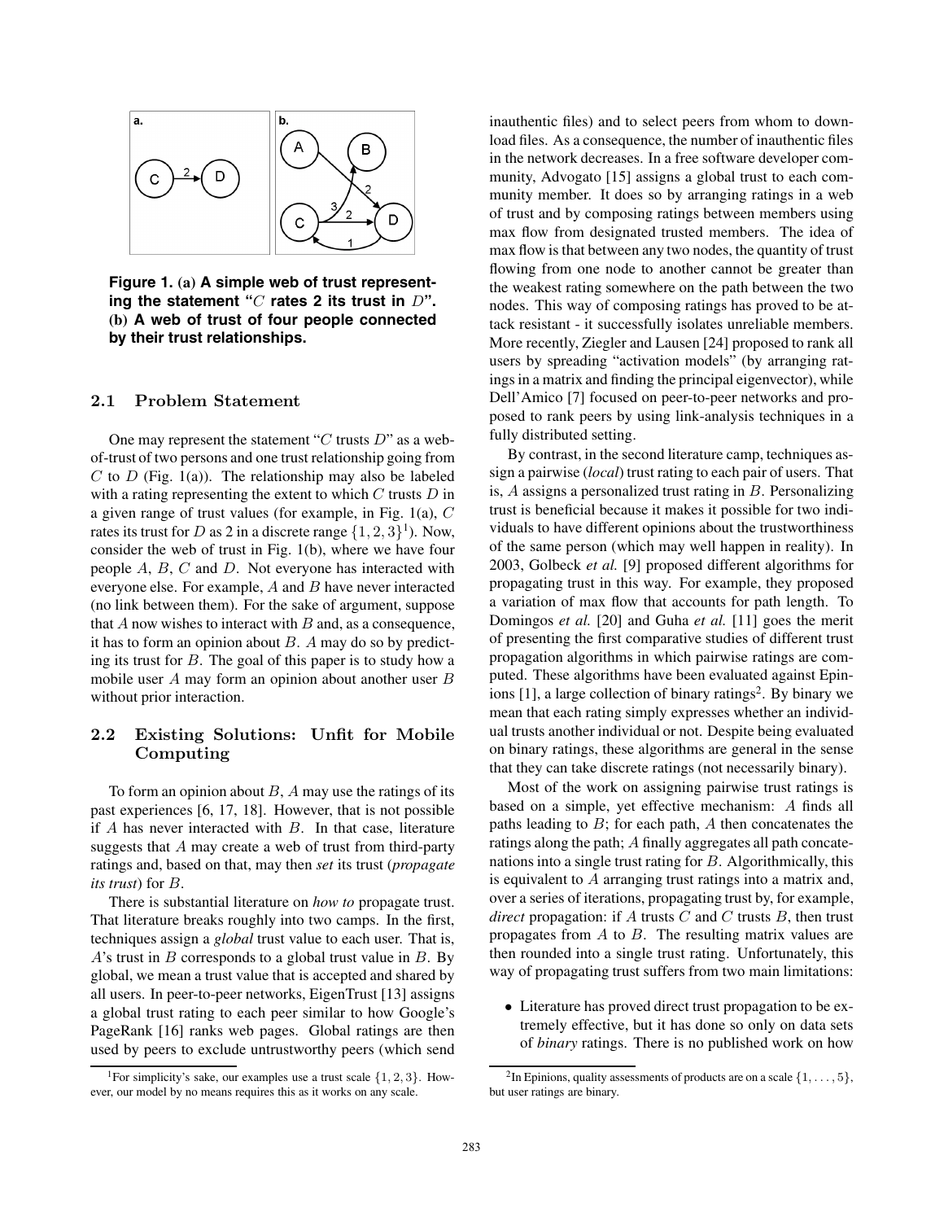a. b.

C 2 D

A B C D 2 3 2 1

**Figure 1. (a) A simple web of trust representing the statement "$C$ rates 2 its trust in $D$". (b) A web of trust of four people connected by their trust relationships.**

### 2.1 Problem Statement

One may represent the statement "$C$ trusts $D$" as a web-of-trust of two persons and one trust relationship going from $C$ to $D$ (Fig. 1(a)). The relationship may also be labeled with a rating representing the extent to which $C$ trusts $D$ in a given range of trust values (for example, in Fig. 1(a), $C$ rates its trust for $D$ as 2 in a discrete range $\{1, 2, 3\}$[1]). Now, consider the web of trust in Fig. 1(b), where we have four people $A$, $B$, $C$ and $D$. Not everyone has interacted with everyone else. For example, $A$ and $B$ have never interacted (no link between them). For the sake of argument, suppose that $A$ now wishes to interact with $B$ and, as a consequence, it has to form an opinion about $B$. $A$ may do so by predicting its trust for $B$. The goal of this paper is to study how a mobile user $A$ may form an opinion about another user $B$ without prior interaction.

### 2.2 Existing Solutions: Unfit for Mobile Computing

To form an opinion about $B$, $A$ may use the ratings of its past experiences [6, 17, 18]. However, that is not possible if $A$ has never interacted with $B$. In that case, literature suggests that $A$ may create a web of trust from third-party ratings and, based on that, may then *set* its trust (*propagate its trust*) for $B$.

There is substantial literature on *how to* propagate trust. That literature breaks roughly into two camps. In the first, techniques assign a *global* trust value to each user. That is, $A$'s trust in $B$ corresponds to a global trust value in $B$. By global, we mean a trust value that is accepted and shared by all users. In peer-to-peer networks, EigenTrust [13] assigns a global trust rating to each peer similar to how Google's PageRank [16] ranks web pages. Global ratings are then used by peers to exclude untrustworthy peers (which send inauthentic files) and to select peers from whom to download files. As a consequence, the number of inauthentic files in the network decreases. In a free software developer community, Advogato [15] assigns a global trust to each community member. It does so by arranging ratings in a web of trust and by composing ratings between members using max flow from designated trusted members. The idea of max flow is that between any two nodes, the quantity of trust flowing from one node to another cannot be greater than the weakest rating somewhere on the path between the two nodes. This way of composing ratings has proved to be attack resistant - it successfully isolates unreliable members. More recently, Ziegler and Lausen [24] proposed to rank all users by spreading "activation models" (by arranging ratings in a matrix and finding the principal eigenvector), while Dell'Amico [7] focused on peer-to-peer networks and proposed to rank peers by using link-analysis techniques in a fully distributed setting.

By contrast, in the second literature camp, techniques assign a pairwise (*local*) trust rating to each pair of users. That is, $A$ assigns a personalized trust rating in $B$. Personalizing trust is beneficial because it makes it possible for two individuals to have different opinions about the trustworthiness of the same person (which may well happen in reality). In 2003, Golbeck *et al.* [9] proposed different algorithms for propagating trust in this way. For example, they proposed a variation of max flow that accounts for path length. To Domingos *et al.* [20] and Guha *et al.* [11] goes the merit of presenting the first comparative studies of different trust propagation algorithms in which pairwise ratings are computed. These algorithms have been evaluated against Epinions [1], a large collection of binary ratings[2]. By binary we mean that each rating simply expresses whether an individual trusts another individual or not. Despite being evaluated on binary ratings, these algorithms are general in the sense that they can take discrete ratings (not necessarily binary).

Most of the work on assigning pairwise trust ratings is based on a simple, yet effective mechanism: $A$ finds all paths leading to $B$; for each path, $A$ then concatenates the ratings along the path; $A$ finally aggregates all path concatenations into a single trust rating for $B$. Algorithmically, this is equivalent to $A$ arranging trust ratings into a matrix and, over a series of iterations, propagating trust by, for example, *direct* propagation: if $A$ trusts $C$ and $C$ trusts $B$, then trust propagates from $A$ to $B$. The resulting matrix values are then rounded into a single trust rating. Unfortunately, this way of propagating trust suffers from two main limitations:

- Literature has proved direct trust propagation to be extremely effective, but it has done so only on data sets of *binary* ratings. There is no published work on how

[1] For simplicity's sake, our examples use a trust scale $\{1, 2, 3\}$. However, our model by no means requires this as it works on any scale.

[2] In Epinions, quality assessments of products are on a scale $\{1, \ldots, 5\}$, but user ratings are binary.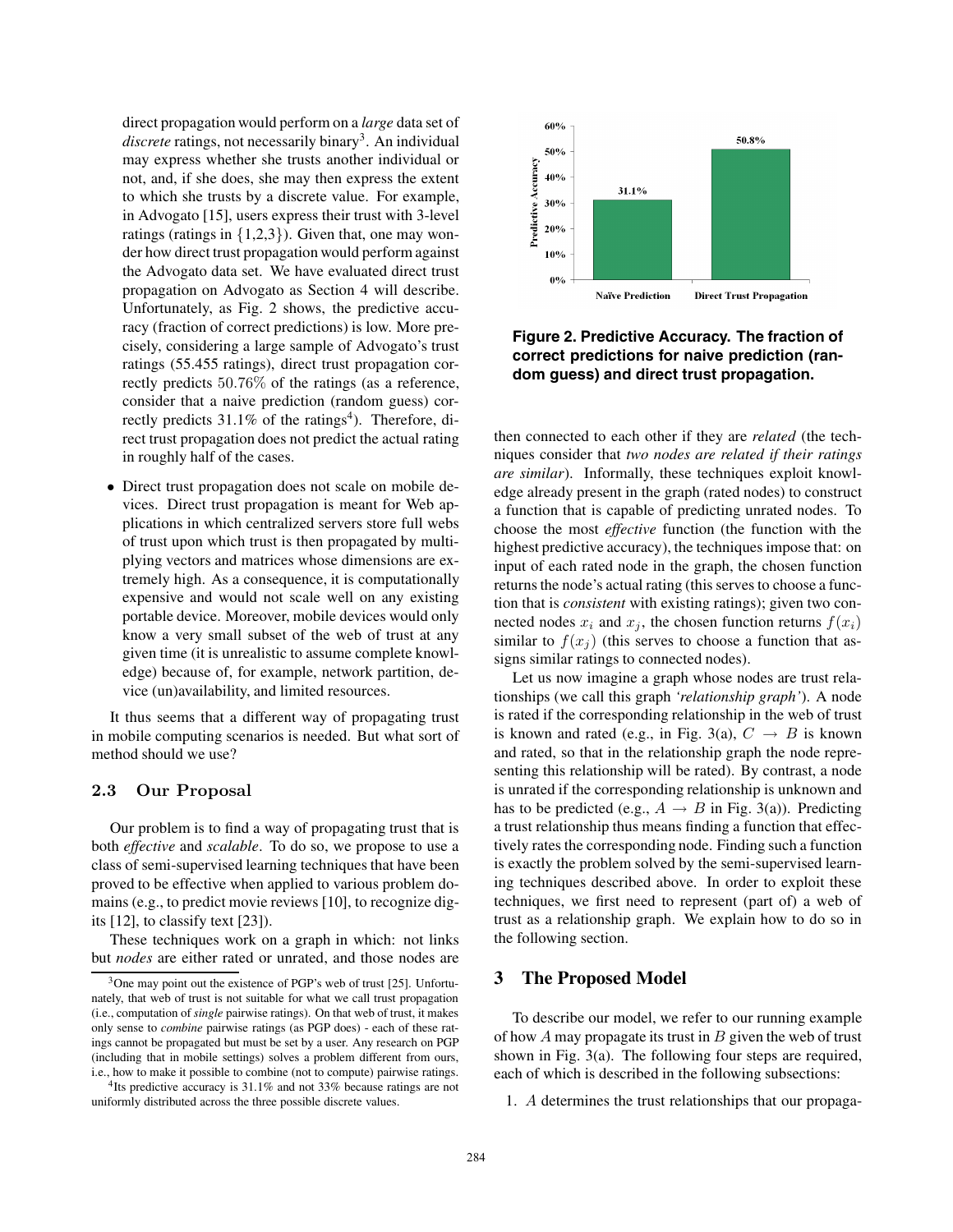direct propagation would perform on a *large* data set of *discrete* ratings, not necessarily binary[3]. An individual may express whether she trusts another individual or not, and, if she does, she may then express the extent to which she trusts by a discrete value. For example, in Advogato [15], users express their trust with 3-level ratings (ratings in {1,2,3}). Given that, one may wonder how direct trust propagation would perform against the Advogato data set. We have evaluated direct trust propagation on Advogato as Section 4 will describe. Unfortunately, as Fig. 2 shows, the predictive accuracy (fraction of correct predictions) is low. More precisely, considering a large sample of Advogato's trust ratings (55.455 ratings), direct trust propagation correctly predicts $50.76\%$ of the ratings (as a reference, consider that a naive prediction (random guess) correctly predicts 31.1% of the ratings[4]). Therefore, direct trust propagation does not predict the actual rating in roughly half of the cases.

- Direct trust propagation does not scale on mobile devices. Direct trust propagation is meant for Web applications in which centralized servers store full webs of trust upon which trust is then propagated by multiplying vectors and matrices whose dimensions are extremely high. As a consequence, it is computationally expensive and would not scale well on any existing portable device. Moreover, mobile devices would only know a very small subset of the web of trust at any given time (it is unrealistic to assume complete knowledge) because of, for example, network partition, device (un)availability, and limited resources.

It thus seems that a different way of propagating trust in mobile computing scenarios is needed. But what sort of method should we use?

### 2.3 Our Proposal

Our problem is to find a way of propagating trust that is both *effective* and *scalable*. To do so, we propose to use a class of semi-supervised learning techniques that have been proved to be effective when applied to various problem domains (e.g., to predict movie reviews [10], to recognize digits [12], to classify text [23]).

These techniques work on a graph in which: not links but *nodes* are either rated or unrated, and those nodes are then connected to each other if they are *related* (the techniques consider that *two nodes are related if their ratings are similar*). Informally, these techniques exploit knowledge already present in the graph (rated nodes) to construct a function that is capable of predicting unrated nodes. To choose the most *effective* function (the function with the highest predictive accuracy), the techniques impose that: on input of each rated node in the graph, the chosen function returns the node's actual rating (this serves to choose a function that is *consistent* with existing ratings); given two connected nodes $x_i$ and $x_j$, the chosen function returns $f(x_i)$ similar to $f(x_j)$ (this serves to choose a function that assigns similar ratings to connected nodes).

Let us now imagine a graph whose nodes are trust relationships (we call this graph *'relationship graph'*). A node is rated if the corresponding relationship in the web of trust is known and rated (e.g., in Fig. 3(a), $C \rightarrow B$ is known and rated, so that in the relationship graph the node representing this relationship will be rated). By contrast, a node is unrated if the corresponding relationship is unknown and has to be predicted (e.g., $A \rightarrow B$ in Fig. 3(a)). Predicting a trust relationship thus means finding a function that effectively rates the corresponding node. Finding such a function is exactly the problem solved by the semi-supervised learning techniques described above. In order to exploit these techniques, we first need to represent (part of) a web of trust as a relationship graph. We explain how to do so in the following section.

60%
50%
40%
30%
20%
10%
0%
Predictive Accuracy
31.1%
50.8%
Naïve Prediction
Direct Trust Propagation

**Figure 2. Predictive Accuracy. The fraction of correct predictions for naive prediction (random guess) and direct trust propagation.**

## 3 The Proposed Model

To describe our model, we refer to our running example of how $A$ may propagate its trust in $B$ given the web of trust shown in Fig. 3(a). The following four steps are required, each of which is described in the following subsections:

1. $A$ determines the trust relationships that our propaga-

[3] One may point out the existence of PGP's web of trust [25]. Unfortunately, that web of trust is not suitable for what we call trust propagation (i.e., computation of *single* pairwise ratings). On that web of trust, it makes only sense to *combine* pairwise ratings (as PGP does) - each of these ratings cannot be propagated but must be set by a user. Any research on PGP (including that in mobile settings) solves a problem different from ours, i.e., how to make it possible to combine (not to compute) pairwise ratings.

[4] Its predictive accuracy is 31.1% and not 33% because ratings are not uniformly distributed across the three possible discrete values.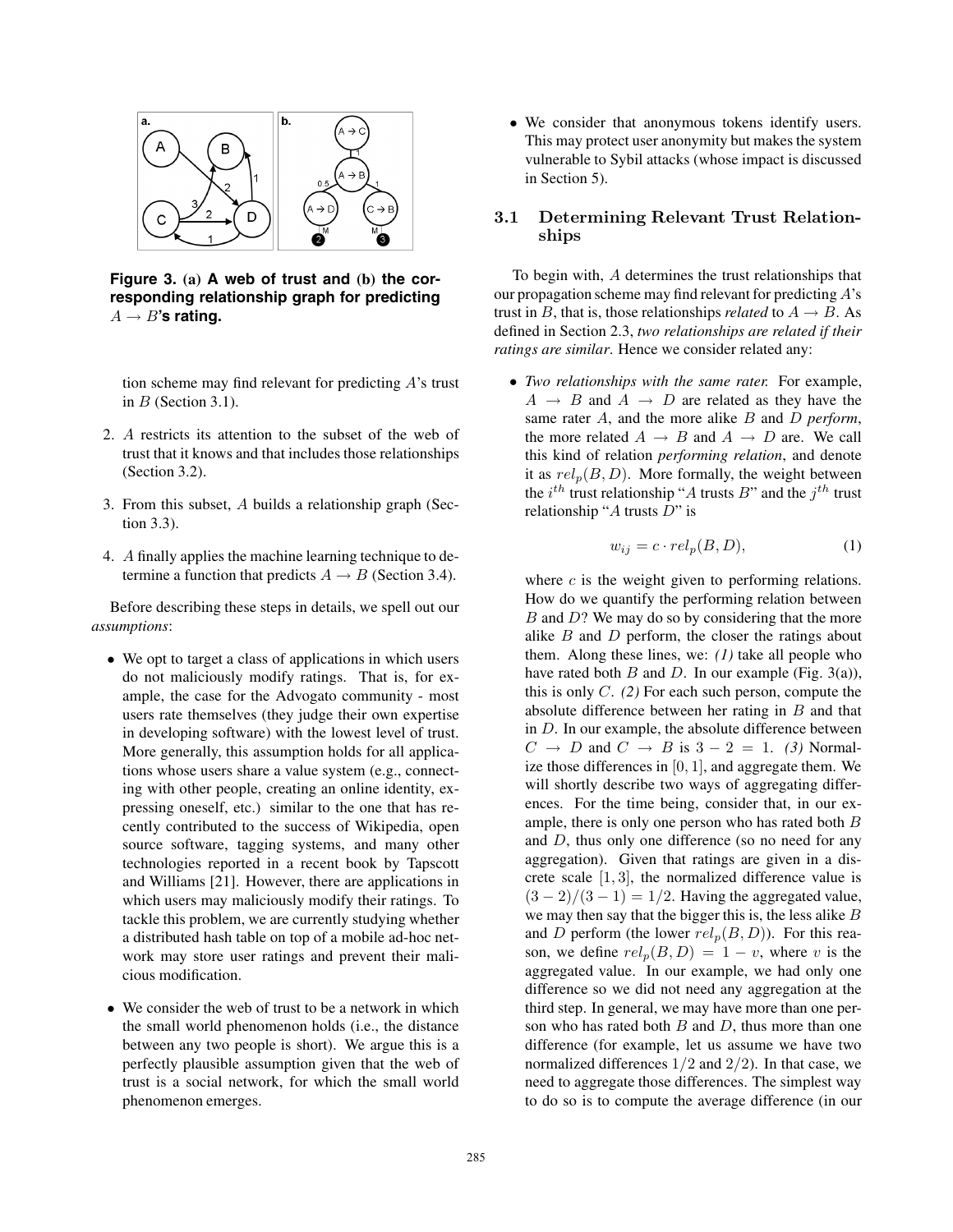**Figure 3. (a) A web of trust and (b) the corresponding relationship graph for predicting $A \rightarrow B$'s rating.**

tion scheme may find relevant for predicting $A$'s trust in $B$ (Section 3.1).

2. $A$ restricts its attention to the subset of the web of trust that it knows and that includes those relationships (Section 3.2).

3. From this subset, $A$ builds a relationship graph (Section 3.3).

4. $A$ finally applies the machine learning technique to determine a function that predicts $A \rightarrow B$ (Section 3.4).

Before describing these steps in details, we spell out our *assumptions*:

- We opt to target a class of applications in which users do not maliciously modify ratings. That is, for example, the case for the Advogato community - most users rate themselves (they judge their own expertise in developing software) with the lowest level of trust. More generally, this assumption holds for all applications whose users share a value system (e.g., connecting with other people, creating an online identity, expressing oneself, etc.) similar to the one that has recently contributed to the success of Wikipedia, open source software, tagging systems, and many other technologies reported in a recent book by Tapscott and Williams [21]. However, there are applications in which users may maliciously modify their ratings. To tackle this problem, we are currently studying whether a distributed hash table on top of a mobile ad-hoc network may store user ratings and prevent their malicious modification.

- We consider the web of trust to be a network in which the small world phenomenon holds (i.e., the distance between any two people is short). We argue this is a perfectly plausible assumption given that the web of trust is a social network, for which the small world phenomenon emerges.

- We consider that anonymous tokens identify users. This may protect user anonymity but makes the system vulnerable to Sybil attacks (whose impact is discussed in Section 5).

### 3.1 Determining Relevant Trust Relationships

To begin with, $A$ determines the trust relationships that our propagation scheme may find relevant for predicting $A$'s trust in $B$, that is, those relationships *related* to $A \rightarrow B$. As defined in Section 2.3, *two relationships are related if their ratings are similar*. Hence we consider related any:

- *Two relationships with the same rater.* For example, $A \rightarrow B$ and $A \rightarrow D$ are related as they have the same rater $A$, and the more alike $B$ and $D$ *perform*, the more related $A \rightarrow B$ and $A \rightarrow D$ are. We call this kind of relation *performing relation*, and denote it as $rel_p(B, D)$. More formally, the weight between the $i^{th}$ trust relationship "$A$ trusts $B$" and the $j^{th}$ trust relationship "$A$ trusts $D$" is

$$w_{ij} = c \cdot rel_p(B, D), \tag{1}$$

where $c$ is the weight given to performing relations. How do we quantify the performing relation between $B$ and $D$? We may do so by considering that the more alike $B$ and $D$ perform, the closer the ratings about them. Along these lines, we: *(1)* take all people who have rated both $B$ and $D$. In our example (Fig. 3(a)), this is only $C$. *(2)* For each such person, compute the absolute difference between her rating in $B$ and that in $D$. In our example, the absolute difference between $C \rightarrow D$ and $C \rightarrow B$ is $3 - 2 = 1$. *(3)* Normalize those differences in $[0, 1]$, and aggregate them. We will shortly describe two ways of aggregating differences. For the time being, consider that, in our example, there is only one person who has rated both $B$ and $D$, thus only one difference (so no need for any aggregation). Given that ratings are given in a discrete scale $[1, 3]$, the normalized difference value is $(3 - 2)/(3 - 1) = 1/2$. Having the aggregated value, we may then say that the bigger this is, the less alike $B$ and $D$ perform (the lower $rel_p(B, D)$). For this reason, we define $rel_p(B, D) = 1 - v$, where $v$ is the aggregated value. In our example, we had only one difference so we did not need any aggregation at the third step. In general, we may have more than one person who has rated both $B$ and $D$, thus more than one difference (for example, let us assume we have two normalized differences $1/2$ and $2/2$). In that case, we need to aggregate those differences. The simplest way to do so is to compute the average difference (in our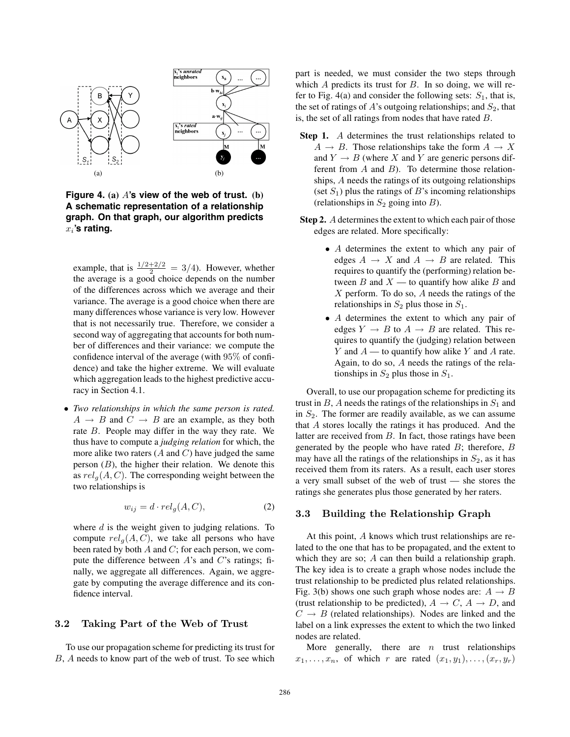**Figure 4. (a) $A$'s view of the web of trust. (b) A schematic representation of a relationship graph. On that graph, our algorithm predicts $x_i$'s rating.**

example, that is $\frac{1/2+2/2}{2} = 3/4$). However, whether the average is a good choice depends on the number of the differences across which we average and their variance. The average is a good choice when there are many differences whose variance is very low. However that is not necessarily true. Therefore, we consider a second way of aggregating that accounts for both number of differences and their variance: we compute the confidence interval of the average (with 95% of confidence) and take the higher extreme. We will evaluate which aggregation leads to the highest predictive accuracy in Section 4.1.

- *Two relationships in which the same person is rated.* $A \rightarrow B$ and $C \rightarrow B$ are an example, as they both rate $B$. People may differ in the way they rate. We thus have to compute a *judging relation* for which, the more alike two raters ($A$ and $C$) have judged the same person ($B$), the higher their relation. We denote this as $rel_g(A, C)$. The corresponding weight between the two relationships is

$$w_{ij} = d \cdot rel_g(A, C), \tag{2}$$

where $d$ is the weight given to judging relations. To compute $rel_g(A, C)$, we take all persons who have been rated by both $A$ and $C$; for each person, we compute the difference between $A$'s and $C$'s ratings; finally, we aggregate all differences. Again, we aggregate by computing the average difference and its confidence interval.

### 3.2 Taking Part of the Web of Trust

To use our propagation scheme for predicting its trust for $B$, $A$ needs to know part of the web of trust. To see which part is needed, we must consider the two steps through which $A$ predicts its trust for $B$. In so doing, we will refer to Fig. 4(a) and consider the following sets: $S_1$, that is, the set of ratings of $A$'s outgoing relationships; and $S_2$, that is, the set of all ratings from nodes that have rated $B$.

**Step 1.** $A$ determines the trust relationships related to $A \rightarrow B$. Those relationships take the form $A \rightarrow X$ and $Y \rightarrow B$ (where $X$ and $Y$ are generic persons different from $A$ and $B$). To determine those relationships, $A$ needs the ratings of its outgoing relationships (set $S_1$) plus the ratings of $B$'s incoming relationships (relationships in $S_2$ going into $B$).

**Step 2.** $A$ determines the extent to which each pair of those edges are related. More specifically:

- $A$ determines the extent to which any pair of edges $A \rightarrow X$ and $A \rightarrow B$ are related. This requires to quantify the (performing) relation between $B$ and $X$ — to quantify how alike $B$ and $X$ perform. To do so, $A$ needs the ratings of the relationships in $S_2$ plus those in $S_1$.
- $A$ determines the extent to which any pair of edges $Y \rightarrow B$ to $A \rightarrow B$ are related. This requires to quantify the (judging) relation between $Y$ and $A$ — to quantify how alike $Y$ and $A$ rate. Again, to do so, $A$ needs the ratings of the relationships in $S_2$ plus those in $S_1$.

Overall, to use our propagation scheme for predicting its trust in $B$, $A$ needs the ratings of the relationships in $S_1$ and in $S_2$. The former are readily available, as we can assume that $A$ stores locally the ratings it has produced. And the latter are received from $B$. In fact, those ratings have been generated by the people who have rated $B$; therefore, $B$ may have all the ratings of the relationships in $S_2$, as it has received them from its raters. As a result, each user stores a very small subset of the web of trust — she stores the ratings she generates plus those generated by her raters.

### 3.3 Building the Relationship Graph

At this point, $A$ knows which trust relationships are related to the one that has to be propagated, and the extent to which they are so; $A$ can then build a relationship graph. The key idea is to create a graph whose nodes include the trust relationship to be predicted plus related relationships. Fig. 3(b) shows one such graph whose nodes are: $A \rightarrow B$ (trust relationship to be predicted), $A \rightarrow C$, $A \rightarrow D$, and $C \rightarrow B$ (related relationships). Nodes are linked and the label on a link expresses the extent to which the two linked nodes are related.

More generally, there are $n$ trust relationships $x_1, \ldots, x_n$, of which $r$ are rated $(x_1, y_1), \ldots, (x_r, y_r)$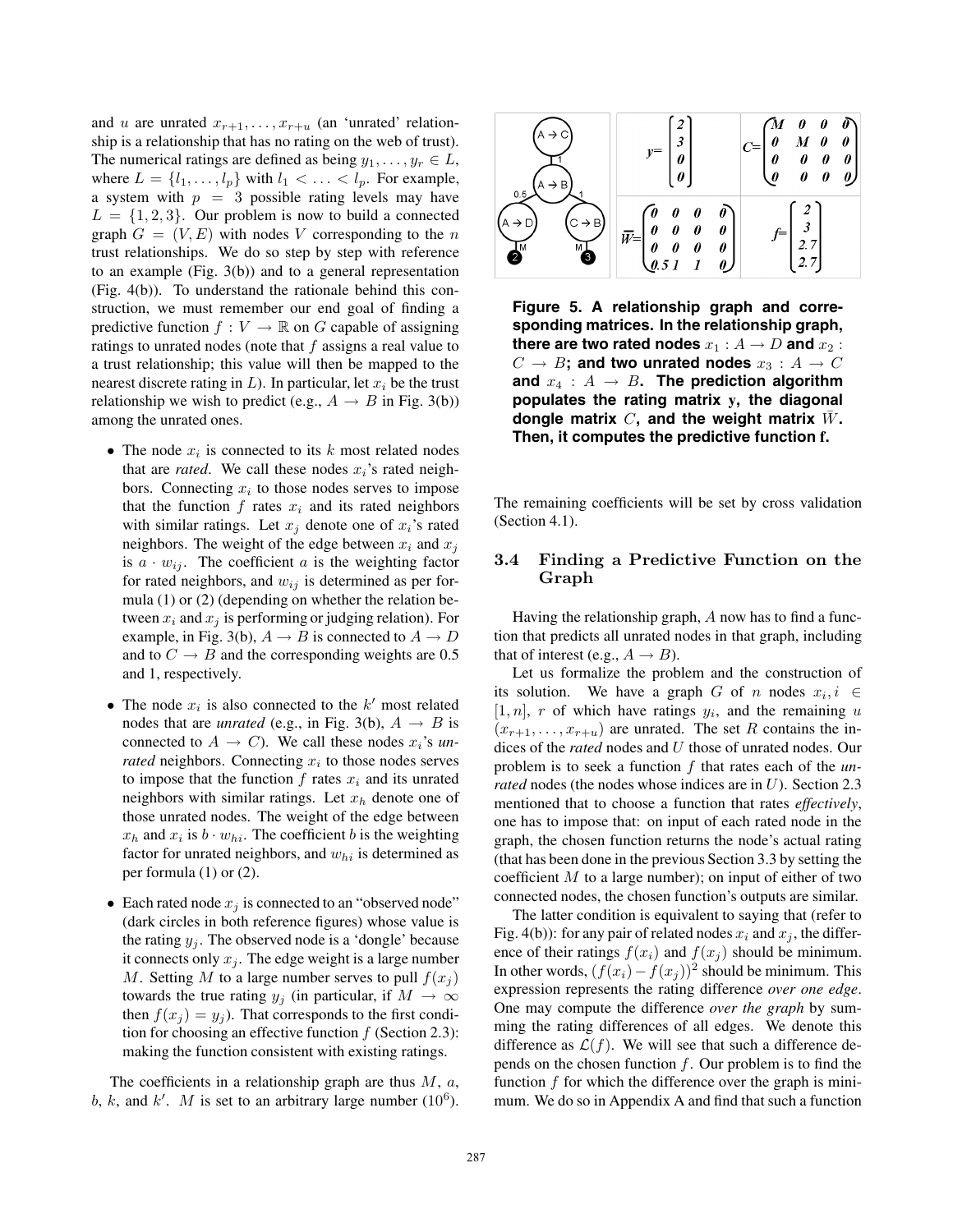and $u$ are unrated $x_{r+1}, \ldots, x_{r+u}$ (an 'unrated' relationship is a relationship that has no rating on the web of trust). The numerical ratings are defined as being $y_1, \ldots, y_r \in L$, where $L = \{l_1, \ldots, l_p\}$ with $l_1 < \ldots < l_p$. For example, a system with $p = 3$ possible rating levels may have $L = \{1, 2, 3\}$. Our problem is now to build a connected graph $G = (V, E)$ with nodes $V$ corresponding to the $n$ trust relationships. We do so step by step with reference to an example (Fig. 3(b)) and to a general representation (Fig. 4(b)). To understand the rationale behind this construction, we must remember our end goal of finding a predictive function $f : V \to \mathbb{R}$ on $G$ capable of assigning ratings to unrated nodes (note that $f$ assigns a real value to a trust relationship; this value will then be mapped to the nearest discrete rating in $L$). In particular, let $x_i$ be the trust relationship we wish to predict (e.g., $A \to B$ in Fig. 3(b)) among the unrated ones.

- The node $x_i$ is connected to its $k$ most related nodes that are *rated*. We call these nodes $x_i$'s rated neighbors. Connecting $x_i$ to those nodes serves to impose that the function $f$ rates $x_i$ and its rated neighbors with similar ratings. Let $x_j$ denote one of $x_i$'s rated neighbors. The weight of the edge between $x_i$ and $x_j$ is $a \cdot w_{ij}$. The coefficient $a$ is the weighting factor for rated neighbors, and $w_{ij}$ is determined as per formula (1) or (2) (depending on whether the relation between $x_i$ and $x_j$ is performing or judging relation). For example, in Fig. 3(b), $A \to B$ is connected to $A \to D$ and to $C \to B$ and the corresponding weights are 0.5 and 1, respectively.
- The node $x_i$ is also connected to the $k'$ most related nodes that are *unrated* (e.g., in Fig. 3(b), $A \to B$ is connected to $A \to C$). We call these nodes $x_i$'s *unrated* neighbors. Connecting $x_i$ to those nodes serves to impose that the function $f$ rates $x_i$ and its unrated neighbors with similar ratings. Let $x_h$ denote one of those unrated nodes. The weight of the edge between $x_h$ and $x_i$ is $b \cdot w_{hi}$. The coefficient $b$ is the weighting factor for unrated neighbors, and $w_{hi}$ is determined as per formula (1) or (2).
- Each rated node $x_j$ is connected to an "observed node" (dark circles in both reference figures) whose value is the rating $y_j$. The observed node is a 'dongle' because it connects only $x_j$. The edge weight is a large number $M$. Setting $M$ to a large number serves to pull $f(x_j)$ towards the true rating $y_j$ (in particular, if $M \to \infty$ then $f(x_j) = y_j$). That corresponds to the first condition for choosing an effective function $f$ (Section 2.3): making the function consistent with existing ratings.

The coefficients in a relationship graph are thus $M$, $a$, $b$, $k$, and $k'$. $M$ is set to an arbitrary large number ($10^6$).

$$y = \begin{pmatrix} 2 \\ 3 \\ 0 \\ 0 \end{pmatrix} \quad C = \begin{pmatrix} M & 0 & 0 & 0 \\ 0 & M & 0 & 0 \\ 0 & 0 & 0 & 0 \\ 0 & 0 & 0 & 0 \end{pmatrix} \quad \bar{W} = \begin{pmatrix} 0 & 0 & 0 & 0 \\ 0 & 0 & 0 & 0 \\ 0 & 0 & 0 & 0 \\ 0.5 & 1 & 1 & 0 \end{pmatrix} \quad f = \begin{pmatrix} 2 \\ 3 \\ 2.7 \\ 2.7 \end{pmatrix}$$

**Figure 5. A relationship graph and corresponding matrices. In the relationship graph, there are two rated nodes $x_1 : A \to D$ and $x_2 : C \to B$; and two unrated nodes $x_3 : A \to C$ and $x_4 : A \to B$. The prediction algorithm populates the rating matrix y, the diagonal dongle matrix $C$, and the weight matrix $\bar{W}$. Then, it computes the predictive function f.**

The remaining coefficients will be set by cross validation (Section 4.1).

### 3.4 Finding a Predictive Function on the Graph

Having the relationship graph, $A$ now has to find a function that predicts all unrated nodes in that graph, including that of interest (e.g., $A \to B$).

Let us formalize the problem and the construction of its solution. We have a graph $G$ of $n$ nodes $x_i, i \in [1, n]$, $r$ of which have ratings $y_i$, and the remaining $u$ $(x_{r+1}, \ldots, x_{r+u})$ are unrated. The set $R$ contains the indices of the *rated* nodes and $U$ those of unrated nodes. Our problem is to seek a function $f$ that rates each of the *unrated* nodes (the nodes whose indices are in $U$). Section 2.3 mentioned that to choose a function that rates *effectively*, one has to impose that: on input of each rated node in the graph, the chosen function returns the node's actual rating (that has been done in the previous Section 3.3 by setting the coefficient $M$ to a large number); on input of either of two connected nodes, the chosen function's outputs are similar.

The latter condition is equivalent to saying that (refer to Fig. 4(b)): for any pair of related nodes $x_i$ and $x_j$, the difference of their ratings $f(x_i)$ and $f(x_j)$ should be minimum. In other words, $(f(x_i) - f(x_j))^2$ should be minimum. This expression represents the rating difference *over one edge*. One may compute the difference *over the graph* by summing the rating differences of all edges. We denote this difference as $\mathcal{L}(f)$. We will see that such a difference depends on the chosen function $f$. Our problem is to find the function $f$ for which the difference over the graph is minimum. We do so in Appendix A and find that such a function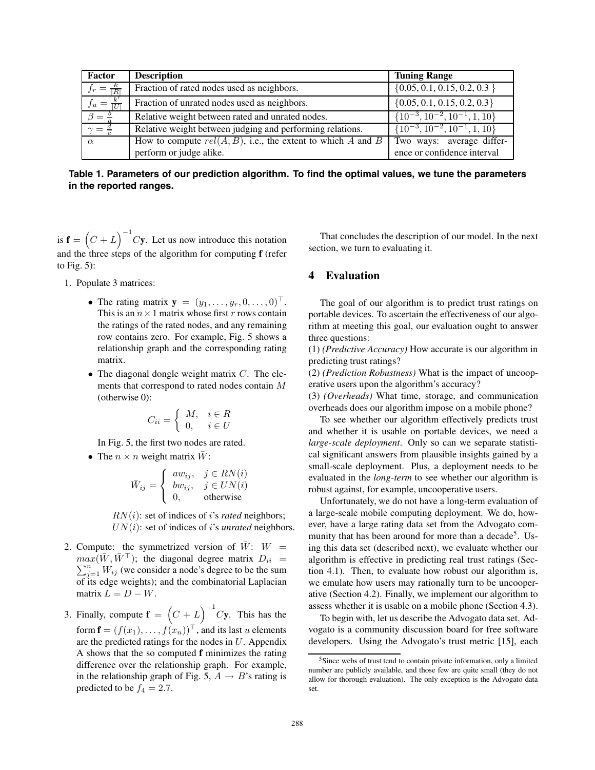| Factor | Description | Tuning Range |
|---|---|---|
| $f_r = \frac{k}{\|R\|}$ | Fraction of rated nodes used as neighbors. | $\{0.05, 0.1, 0.15, 0.2, 0.3\}$ |
| $f_u = \frac{k'}{\|U\|}$ | Fraction of unrated nodes used as neighbors. | $\{0.05, 0.1, 0.15, 0.2, 0.3\}$ |
| $\beta = \frac{b}{a}$ | Relative weight between rated and unrated nodes. | $\{10^{-3}, 10^{-2}, 10^{-1}, 1, 10\}$ |
| $\gamma = \frac{d}{c}$ | Relative weight between judging and performing relations. | $\{10^{-3}, 10^{-2}, 10^{-1}, 1, 10\}$ |
| $\alpha$ | How to compute $rel(A, B)$, i.e., the extent to which $A$ and $B$ perform or judge alike. | Two ways: average difference or confidence interval |

**Table 1. Parameters of our prediction algorithm. To find the optimal values, we tune the parameters in the reported ranges.**

is $\mathbf{f} = \Big(C + L\Big)^{-1} C\mathbf{y}$. Let us now introduce this notation and the three steps of the algorithm for computing $\mathbf{f}$ (refer to Fig. 5):

1. Populate 3 matrices:
   - The rating matrix $\mathbf{y} = (y_1, \ldots, y_r, 0, \ldots, 0)^\top$. This is an $n \times 1$ matrix whose first $r$ rows contain the ratings of the rated nodes, and any remaining row contains zero. For example, Fig. 5 shows a relationship graph and the corresponding rating matrix.
   - The diagonal dongle weight matrix $C$. The elements that correspond to rated nodes contain $M$ (otherwise 0):

     $$C_{ii} = \begin{cases} M, & i \in R \\ 0, & i \in U \end{cases}$$

     In Fig. 5, the first two nodes are rated.
   - The $n \times n$ weight matrix $\bar{W}$:

     $$\bar{W}_{ij} = \begin{cases} aw_{ij}, & j \in RN(i) \\ bw_{ij}, & j \in UN(i) \\ 0, & \text{otherwise} \end{cases}$$

     $RN(i)$: set of indices of $i$'s *rated* neighbors;
     $UN(i)$: set of indices of $i$'s *unrated* neighbors.

2. Compute: the symmetrized version of $\bar{W}$: $W = max(\bar{W}, \bar{W}^\top)$; the diagonal degree matrix $D_{ii} = \sum_{j=1}^{n} W_{ij}$ (we consider a node's degree to be the sum of its edge weights); and the combinatorial Laplacian matrix $L = D - W$.

3. Finally, compute $\mathbf{f} = \Big(C + L\Big)^{-1} C\mathbf{y}$. This has the form $\mathbf{f} = (f(x_1), \ldots, f(x_n))^\top$, and its last $u$ elements are the predicted ratings for the nodes in $U$. Appendix A shows that the so computed $\mathbf{f}$ minimizes the rating difference over the relationship graph. For example, in the relationship graph of Fig. 5, $A \to B$'s rating is predicted to be $f_4 = 2.7$.

That concludes the description of our model. In the next section, we turn to evaluating it.

## 4 Evaluation

The goal of our algorithm is to predict trust ratings on portable devices. To ascertain the effectiveness of our algorithm at meeting this goal, our evaluation ought to answer three questions:

(1) *(Predictive Accuracy)* How accurate is our algorithm in predicting trust ratings?

(2) *(Prediction Robustness)* What is the impact of uncooperative users upon the algorithm's accuracy?

(3) *(Overheads)* What time, storage, and communication overheads does our algorithm impose on a mobile phone?

To see whether our algorithm effectively predicts trust and whether it is usable on portable devices, we need a *large-scale deployment*. Only so can we separate statistical significant answers from plausible insights gained by a small-scale deployment. Plus, a deployment needs to be evaluated in the *long-term* to see whether our algorithm is robust against, for example, uncooperative users.

Unfortunately, we do not have a long-term evaluation of a large-scale mobile computing deployment. We do, however, have a large rating data set from the Advogato community that has been around for more than a decade[5]. Using this data set (described next), we evaluate whether our algorithm is effective in predicting real trust ratings (Section 4.1). Then, to evaluate how robust our algorithm is, we emulate how users may rationally turn to be uncooperative (Section 4.2). Finally, we implement our algorithm to assess whether it is usable on a mobile phone (Section 4.3).

To begin with, let us describe the Advogato data set. Advogato is a community discussion board for free software developers. Using the Advogato's trust metric [15], each

[5] Since webs of trust tend to contain private information, only a limited number are publicly available, and those few are quite small (they do not allow for thorough evaluation). The only exception is the Advogato data set.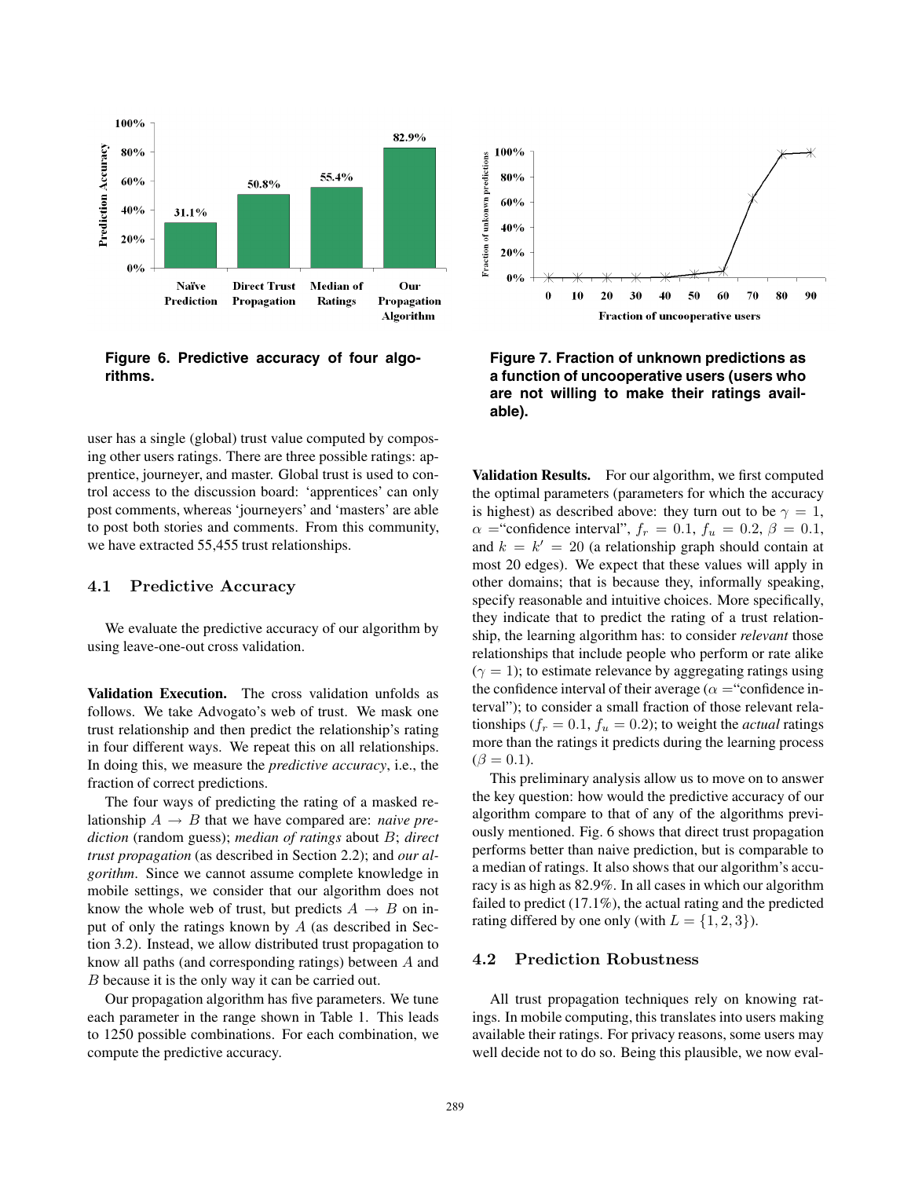Figure 6. Predictive accuracy of four algorithms.

Figure 7. Fraction of unknown predictions as a function of uncooperative users (users who are not willing to make their ratings available).

user has a single (global) trust value computed by composing other users ratings. There are three possible ratings: apprentice, journeyer, and master. Global trust is used to control access to the discussion board: 'apprentices' can only post comments, whereas 'journeyers' and 'masters' are able to post both stories and comments. From this community, we have extracted 55,455 trust relationships.

## 4.1 Predictive Accuracy

We evaluate the predictive accuracy of our algorithm by using leave-one-out cross validation.

**Validation Execution.** The cross validation unfolds as follows. We take Advogato's web of trust. We mask one trust relationship and then predict the relationship's rating in four different ways. We repeat this on all relationships. In doing this, we measure the *predictive accuracy*, i.e., the fraction of correct predictions.

The four ways of predicting the rating of a masked relationship $A \rightarrow B$ that we have compared are: *naive prediction* (random guess); *median of ratings* about $B$; *direct trust propagation* (as described in Section 2.2); and *our algorithm*. Since we cannot assume complete knowledge in mobile settings, we consider that our algorithm does not know the whole web of trust, but predicts $A \rightarrow B$ on input of only the ratings known by $A$ (as described in Section 3.2). Instead, we allow distributed trust propagation to know all paths (and corresponding ratings) between $A$ and $B$ because it is the only way it can be carried out.

Our propagation algorithm has five parameters. We tune each parameter in the range shown in Table 1. This leads to 1250 possible combinations. For each combination, we compute the predictive accuracy.

**Validation Results.** For our algorithm, we first computed the optimal parameters (parameters for which the accuracy is highest) as described above: they turn out to be $\gamma = 1$, $\alpha =$"confidence interval", $f_r = 0.1$, $f_u = 0.2$, $\beta = 0.1$, and $k = k' = 20$ (a relationship graph should contain at most 20 edges). We expect that these values will apply in other domains; that is because they, informally speaking, specify reasonable and intuitive choices. More specifically, they indicate that to predict the rating of a trust relationship, the learning algorithm has: to consider *relevant* those relationships that include people who perform or rate alike ($\gamma = 1$); to estimate relevance by aggregating ratings using the confidence interval of their average ($\alpha =$"confidence interval"); to consider a small fraction of those relevant relationships ($f_r = 0.1$, $f_u = 0.2$); to weight the *actual* ratings more than the ratings it predicts during the learning process ($\beta = 0.1$).

This preliminary analysis allow us to move on to answer the key question: how would the predictive accuracy of our algorithm compare to that of any of the algorithms previously mentioned. Fig. 6 shows that direct trust propagation performs better than naive prediction, but is comparable to a median of ratings. It also shows that our algorithm's accuracy is as high as 82.9%. In all cases in which our algorithm failed to predict (17.1%), the actual rating and the predicted rating differed by one only (with $L = \{1, 2, 3\}$).

## 4.2 Prediction Robustness

All trust propagation techniques rely on knowing ratings. In mobile computing, this translates into users making available their ratings. For privacy reasons, some users may well decide not to do so. Being this plausible, we now eval-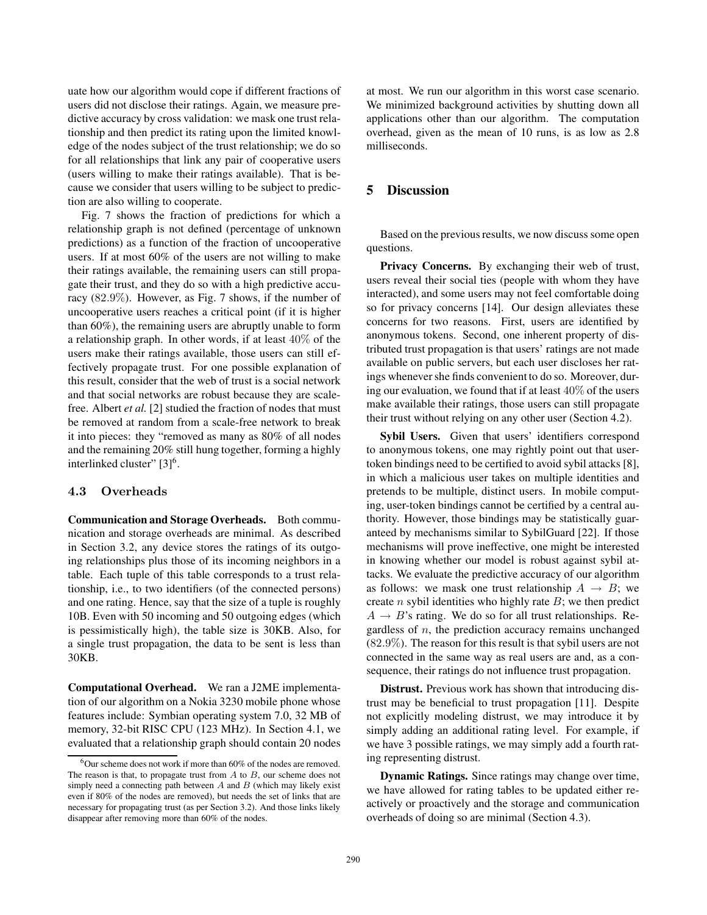uate how our algorithm would cope if different fractions of users did not disclose their ratings. Again, we measure predictive accuracy by cross validation: we mask one trust relationship and then predict its rating upon the limited knowledge of the nodes subject of the trust relationship; we do so for all relationships that link any pair of cooperative users (users willing to make their ratings available). That is because we consider that users willing to be subject to prediction are also willing to cooperate.

Fig. 7 shows the fraction of predictions for which a relationship graph is not defined (percentage of unknown predictions) as a function of the fraction of uncooperative users. If at most 60% of the users are not willing to make their ratings available, the remaining users can still propagate their trust, and they do so with a high predictive accuracy ($82.9\%$). However, as Fig. 7 shows, if the number of uncooperative users reaches a critical point (if it is higher than 60%), the remaining users are abruptly unable to form a relationship graph. In other words, if at least $40\%$ of the users make their ratings available, those users can still effectively propagate trust. For one possible explanation of this result, consider that the web of trust is a social network and that social networks are robust because they are scale-free. Albert *et al.* [2] studied the fraction of nodes that must be removed at random from a scale-free network to break it into pieces: they "removed as many as 80% of all nodes and the remaining 20% still hung together, forming a highly interlinked cluster" [3][6].

### 4.3 Overheads

**Communication and Storage Overheads.** Both communication and storage overheads are minimal. As described in Section 3.2, any device stores the ratings of its outgoing relationships plus those of its incoming neighbors in a table. Each tuple of this table corresponds to a trust relationship, i.e., to two identifiers (of the connected persons) and one rating. Hence, say that the size of a tuple is roughly 10B. Even with 50 incoming and 50 outgoing edges (which is pessimistically high), the table size is 30KB. Also, for a single trust propagation, the data to be sent is less than 30KB.

**Computational Overhead.** We ran a J2ME implementation of our algorithm on a Nokia 3230 mobile phone whose features include: Symbian operating system 7.0, 32 MB of memory, 32-bit RISC CPU (123 MHz). In Section 4.1, we evaluated that a relationship graph should contain 20 nodes at most. We run our algorithm in this worst case scenario. We minimized background activities by shutting down all applications other than our algorithm. The computation overhead, given as the mean of 10 runs, is as low as 2.8 milliseconds.

[6] Our scheme does not work if more than 60% of the nodes are removed. The reason is that, to propagate trust from $A$ to $B$, our scheme does not simply need a connecting path between $A$ and $B$ (which may likely exist even if 80% of the nodes are removed), but needs the set of links that are necessary for propagating trust (as per Section 3.2). And those links likely disappear after removing more than 60% of the nodes.

## 5 Discussion

Based on the previous results, we now discuss some open questions.

**Privacy Concerns.** By exchanging their web of trust, users reveal their social ties (people with whom they have interacted), and some users may not feel comfortable doing so for privacy concerns [14]. Our design alleviates these concerns for two reasons. First, users are identified by anonymous tokens. Second, one inherent property of distributed trust propagation is that users' ratings are not made available on public servers, but each user discloses her ratings whenever she finds convenient to do so. Moreover, during our evaluation, we found that if at least $40\%$ of the users make available their ratings, those users can still propagate their trust without relying on any other user (Section 4.2).

**Sybil Users.** Given that users' identifiers correspond to anonymous tokens, one may rightly point out that user-token bindings need to be certified to avoid sybil attacks [8], in which a malicious user takes on multiple identities and pretends to be multiple, distinct users. In mobile computing, user-token bindings cannot be certified by a central authority. However, those bindings may be statistically guaranteed by mechanisms similar to SybilGuard [22]. If those mechanisms will prove ineffective, one might be interested in knowing whether our model is robust against sybil attacks. We evaluate the predictive accuracy of our algorithm as follows: we mask one trust relationship $A \rightarrow B$; we create $n$ sybil identities who highly rate $B$; we then predict $A \rightarrow B$'s rating. We do so for all trust relationships. Regardless of $n$, the prediction accuracy remains unchanged ($82.9\%$). The reason for this result is that sybil users are not connected in the same way as real users are and, as a consequence, their ratings do not influence trust propagation.

**Distrust.** Previous work has shown that introducing distrust may be beneficial to trust propagation [11]. Despite not explicitly modeling distrust, we may introduce it by simply adding an additional rating level. For example, if we have 3 possible ratings, we may simply add a fourth rating representing distrust.

**Dynamic Ratings.** Since ratings may change over time, we have allowed for rating tables to be updated either reactively or proactively and the storage and communication overheads of doing so are minimal (Section 4.3).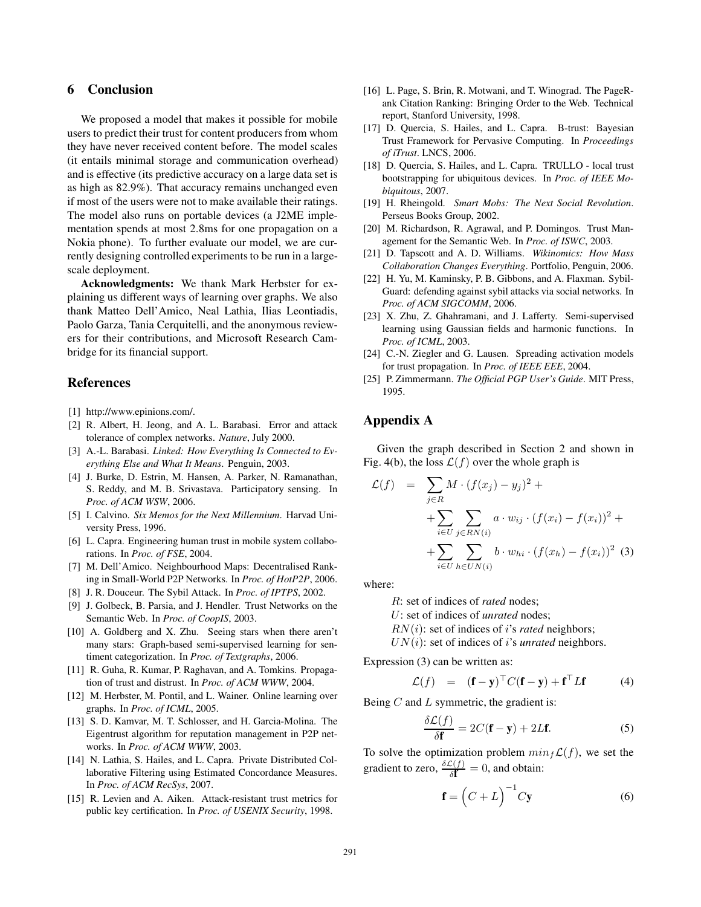## 6 Conclusion

We proposed a model that makes it possible for mobile users to predict their trust for content producers from whom they have never received content before. The model scales (it entails minimal storage and communication overhead) and is effective (its predictive accuracy on a large data set is as high as 82.9%). That accuracy remains unchanged even if most of the users were not to make available their ratings. The model also runs on portable devices (a J2ME implementation spends at most 2.8ms for one propagation on a Nokia phone). To further evaluate our model, we are currently designing controlled experiments to be run in a large-scale deployment.

**Acknowledgments:** We thank Mark Herbster for explaining us different ways of learning over graphs. We also thank Matteo Dell'Amico, Neal Lathia, Ilias Leontiadis, Paolo Garza, Tania Cerquitelli, and the anonymous reviewers for their contributions, and Microsoft Research Cambridge for its financial support.

## References

[1] http://www.epinions.com/.

[2] R. Albert, H. Jeong, and A. L. Barabasi. Error and attack tolerance of complex networks. *Nature*, July 2000.

[3] A.-L. Barabasi. *Linked: How Everything Is Connected to Everything Else and What It Means*. Penguin, 2003.

[4] J. Burke, D. Estrin, M. Hansen, A. Parker, N. Ramanathan, S. Reddy, and M. B. Srivastava. Participatory sensing. In *Proc. of ACM WSW*, 2006.

[5] I. Calvino. *Six Memos for the Next Millennium*. Harvad University Press, 1996.

[6] L. Capra. Engineering human trust in mobile system collaborations. In *Proc. of FSE*, 2004.

[7] M. Dell'Amico. Neighbourhood Maps: Decentralised Ranking in Small-World P2P Networks. In *Proc. of HotP2P*, 2006.

[8] J. R. Douceur. The Sybil Attack. In *Proc. of IPTPS*, 2002.

[9] J. Golbeck, B. Parsia, and J. Hendler. Trust Networks on the Semantic Web. In *Proc. of CoopIS*, 2003.

[10] A. Goldberg and X. Zhu. Seeing stars when there aren't many stars: Graph-based semi-supervised learning for sentiment categorization. In *Proc. of Textgraphs*, 2006.

[11] R. Guha, R. Kumar, P. Raghavan, and A. Tomkins. Propagation of trust and distrust. In *Proc. of ACM WWW*, 2004.

[12] M. Herbster, M. Pontil, and L. Wainer. Online learning over graphs. In *Proc. of ICML*, 2005.

[13] S. D. Kamvar, M. T. Schlosser, and H. Garcia-Molina. The Eigentrust algorithm for reputation management in P2P networks. In *Proc. of ACM WWW*, 2003.

[14] N. Lathia, S. Hailes, and L. Capra. Private Distributed Collaborative Filtering using Estimated Concordance Measures. In *Proc. of ACM RecSys*, 2007.

[15] R. Levien and A. Aiken. Attack-resistant trust metrics for public key certification. In *Proc. of USENIX Security*, 1998.

[16] L. Page, S. Brin, R. Motwani, and T. Winograd. The PageRank Citation Ranking: Bringing Order to the Web. Technical report, Stanford University, 1998.

[17] D. Quercia, S. Hailes, and L. Capra. B-trust: Bayesian Trust Framework for Pervasive Computing. In *Proceedings of iTrust*. LNCS, 2006.

[18] D. Quercia, S. Hailes, and L. Capra. TRULLO - local trust bootstrapping for ubiquitous devices. In *Proc. of IEEE Mobiquitous*, 2007.

[19] H. Rheingold. *Smart Mobs: The Next Social Revolution*. Perseus Books Group, 2002.

[20] M. Richardson, R. Agrawal, and P. Domingos. Trust Management for the Semantic Web. In *Proc. of ISWC*, 2003.

[21] D. Tapscott and A. D. Williams. *Wikinomics: How Mass Collaboration Changes Everything*. Portfolio, Penguin, 2006.

[22] H. Yu, M. Kaminsky, P. B. Gibbons, and A. Flaxman. SybilGuard: defending against sybil attacks via social networks. In *Proc. of ACM SIGCOMM*, 2006.

[23] X. Zhu, Z. Ghahramani, and J. Lafferty. Semi-supervised learning using Gaussian fields and harmonic functions. In *Proc. of ICML*, 2003.

[24] C.-N. Ziegler and G. Lausen. Spreading activation models for trust propagation. In *Proc. of IEEE EEE*, 2004.

[25] P. Zimmermann. *The Official PGP User's Guide*. MIT Press, 1995.

## Appendix A

Given the graph described in Section 2 and shown in Fig. 4(b), the loss $\mathcal{L}(f)$ over the whole graph is

$$\begin{aligned}\mathcal{L}(f) &= \sum_{j \in R} M \cdot (f(x_j) - y_j)^2 + \\ &\quad + \sum_{i \in U} \sum_{j \in RN(i)} a \cdot w_{ij} \cdot (f(x_i) - f(x_i))^2 + \\ &\quad + \sum_{i \in U} \sum_{h \in UN(i)} b \cdot w_{hi} \cdot (f(x_h) - f(x_i))^2 \quad (3)\end{aligned}$$

where:

$R$: set of indices of *rated* nodes;
$U$: set of indices of *unrated* nodes;
$RN(i)$: set of indices of $i$'s *rated* neighbors;
$UN(i)$: set of indices of $i$'s *unrated* neighbors.

Expression (3) can be written as:

$$\mathcal{L}(f) = (\mathbf{f} - \mathbf{y})^\top C(\mathbf{f} - \mathbf{y}) + \mathbf{f}^\top L\mathbf{f} \quad (4)$$

Being $C$ and $L$ symmetric, the gradient is:

$$\frac{\delta \mathcal{L}(f)}{\delta \mathbf{f}} = 2C(\mathbf{f} - \mathbf{y}) + 2L\mathbf{f}. \quad (5)$$

To solve the optimization problem $min_f \mathcal{L}(f)$, we set the gradient to zero, $\frac{\delta \mathcal{L}(f)}{\delta \mathbf{f}} = 0$, and obtain:

$$\mathbf{f} = \Big(C + L\Big)^{-1} C\mathbf{y} \quad (6)$$